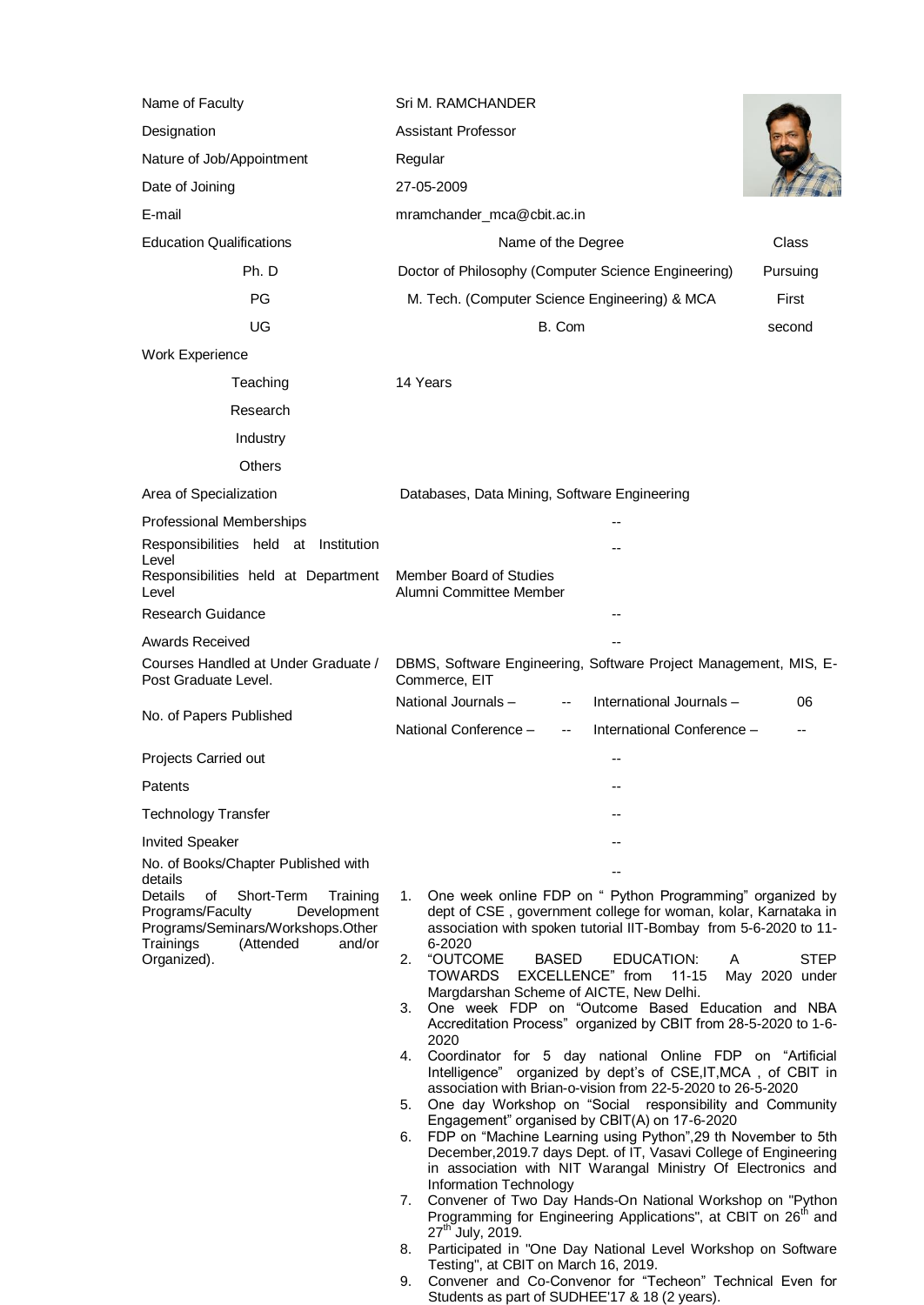| | | |
|---|---|---|
| Name of Faculty | Sri M. RAMCHANDER | |
| Designation | Assistant Professor | |
| Nature of Job/Appointment | Regular | |
| Date of Joining | 27-05-2009 | |
| E-mail | mramchander_mca@cbit.ac.in | |
| Education Qualifications | Name of the Degree | Class |
| Ph. D | Doctor of Philosophy (Computer Science Engineering) | Pursuing |
| PG | M. Tech. (Computer Science Engineering) & MCA | First |
| UG | B. Com | second |
| Work Experience | | |
| Teaching | 14 Years | |
| Research | | |
| Industry | | |
| Others | | |
| Area of Specialization | Databases, Data Mining, Software Engineering | |
| Professional Memberships | -- | |
| Responsibilities held at Institution Level | -- | |
| Responsibilities held at Department Level | Member Board of Studies<br>Alumni Committee Member | |
| Research Guidance | -- | |
| Awards Received | -- | |
| Courses Handled at Under Graduate / Post Graduate Level. | DBMS, Software Engineering, Software Project Management, MIS, E-Commerce, EIT | |
| No. of Papers Published | National Journals – -- International Journals – 06<br>National Conference – -- International Conference – -- | |
| Projects Carried out | -- | |
| Patents | -- | |
| Technology Transfer | -- | |
| Invited Speaker | -- | |
| No. of Books/Chapter Published with details | -- | |

**Details of Short-Term Training Programs/Faculty Development Programs/Seminars/Workshops.Other Trainings (Attended and/or Organized).**

1. One week online FDP on " Python Programming" organized by dept of CSE , government college for woman, kolar, Karnataka in association with spoken tutorial IIT-Bombay from 5-6-2020 to 11-6-2020
2. "OUTCOME BASED EDUCATION: A STEP TOWARDS EXCELLENCE" from 11-15 May 2020 under Margdarshan Scheme of AICTE, New Delhi.
3. One week FDP on "Outcome Based Education and NBA Accreditation Process" organized by CBIT from 28-5-2020 to 1-6-2020
4. Coordinator for 5 day national Online FDP on "Artificial Intelligence" organized by dept's of CSE,IT,MCA , of CBIT in association with Brian-o-vision from 22-5-2020 to 26-5-2020
5. One day Workshop on "Social responsibility and Community Engagement" organised by CBIT(A) on 17-6-2020
6. FDP on "Machine Learning using Python",29 th November to 5th December,2019.7 days Dept. of IT, Vasavi College of Engineering in association with NIT Warangal Ministry Of Electronics and Information Technology
7. Convener of Two Day Hands-On National Workshop on "Python Programming for Engineering Applications", at CBIT on 26th and 27th July, 2019.
8. Participated in "One Day National Level Workshop on Software Testing", at CBIT on March 16, 2019.
9. Convener and Co-Convenor for "Techeon" Technical Even for Students as part of SUDHEE'17 & 18 (2 years).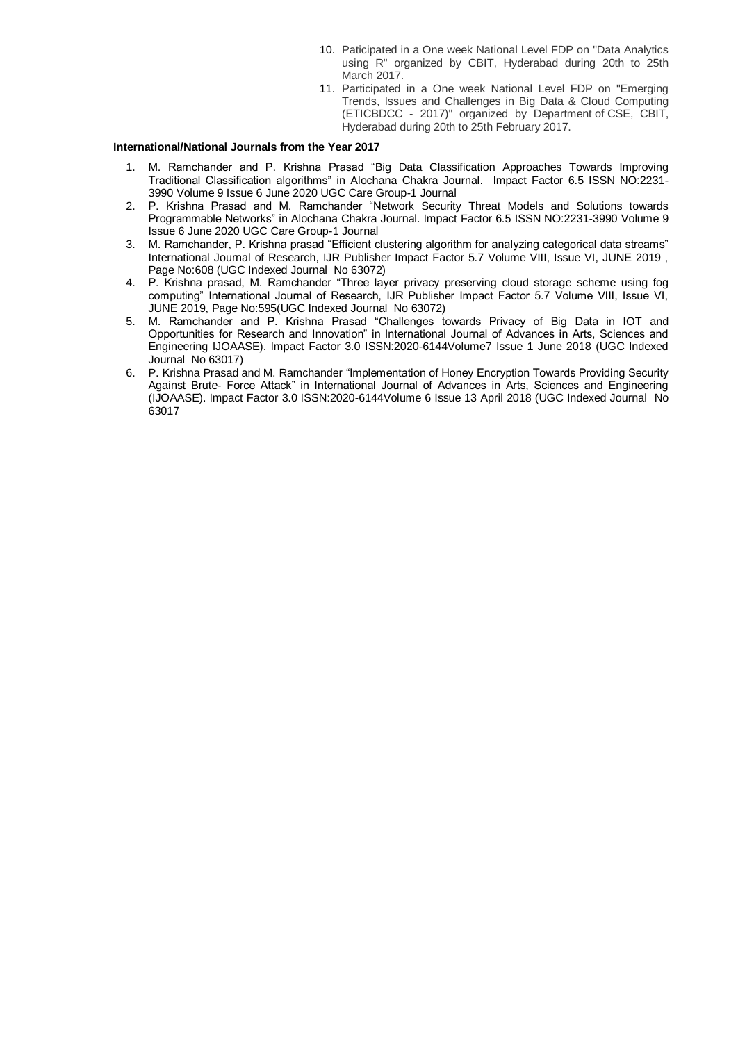10. Paticipated in a One week National Level FDP on "Data Analytics using R" organized by CBIT, Hyderabad during 20th to 25th March 2017.
11. Participated in a One week National Level FDP on "Emerging Trends, Issues and Challenges in Big Data & Cloud Computing (ETICBDCC - 2017)" organized by Department of CSE, CBIT, Hyderabad during 20th to 25th February 2017.

**International/National Journals from the Year 2017**

1. M. Ramchander and P. Krishna Prasad "Big Data Classification Approaches Towards Improving Traditional Classification algorithms" in Alochana Chakra Journal. Impact Factor 6.5 ISSN NO:2231-3990 Volume 9 Issue 6 June 2020 UGC Care Group-1 Journal
2. P. Krishna Prasad and M. Ramchander "Network Security Threat Models and Solutions towards Programmable Networks" in Alochana Chakra Journal. Impact Factor 6.5 ISSN NO:2231-3990 Volume 9 Issue 6 June 2020 UGC Care Group-1 Journal
3. M. Ramchander, P. Krishna prasad "Efficient clustering algorithm for analyzing categorical data streams" International Journal of Research, IJR Publisher Impact Factor 5.7 Volume VIII, Issue VI, JUNE 2019 , Page No:608 (UGC Indexed Journal No 63072)
4. P. Krishna prasad, M. Ramchander "Three layer privacy preserving cloud storage scheme using fog computing" International Journal of Research, IJR Publisher Impact Factor 5.7 Volume VIII, Issue VI, JUNE 2019, Page No:595(UGC Indexed Journal No 63072)
5. M. Ramchander and P. Krishna Prasad "Challenges towards Privacy of Big Data in IOT and Opportunities for Research and Innovation" in International Journal of Advances in Arts, Sciences and Engineering IJOAASE). Impact Factor 3.0 ISSN:2020-6144Volume7 Issue 1 June 2018 (UGC Indexed Journal No 63017)
6. P. Krishna Prasad and M. Ramchander "Implementation of Honey Encryption Towards Providing Security Against Brute- Force Attack" in International Journal of Advances in Arts, Sciences and Engineering (IJOAASE). Impact Factor 3.0 ISSN:2020-6144Volume 6 Issue 13 April 2018 (UGC Indexed Journal No 63017